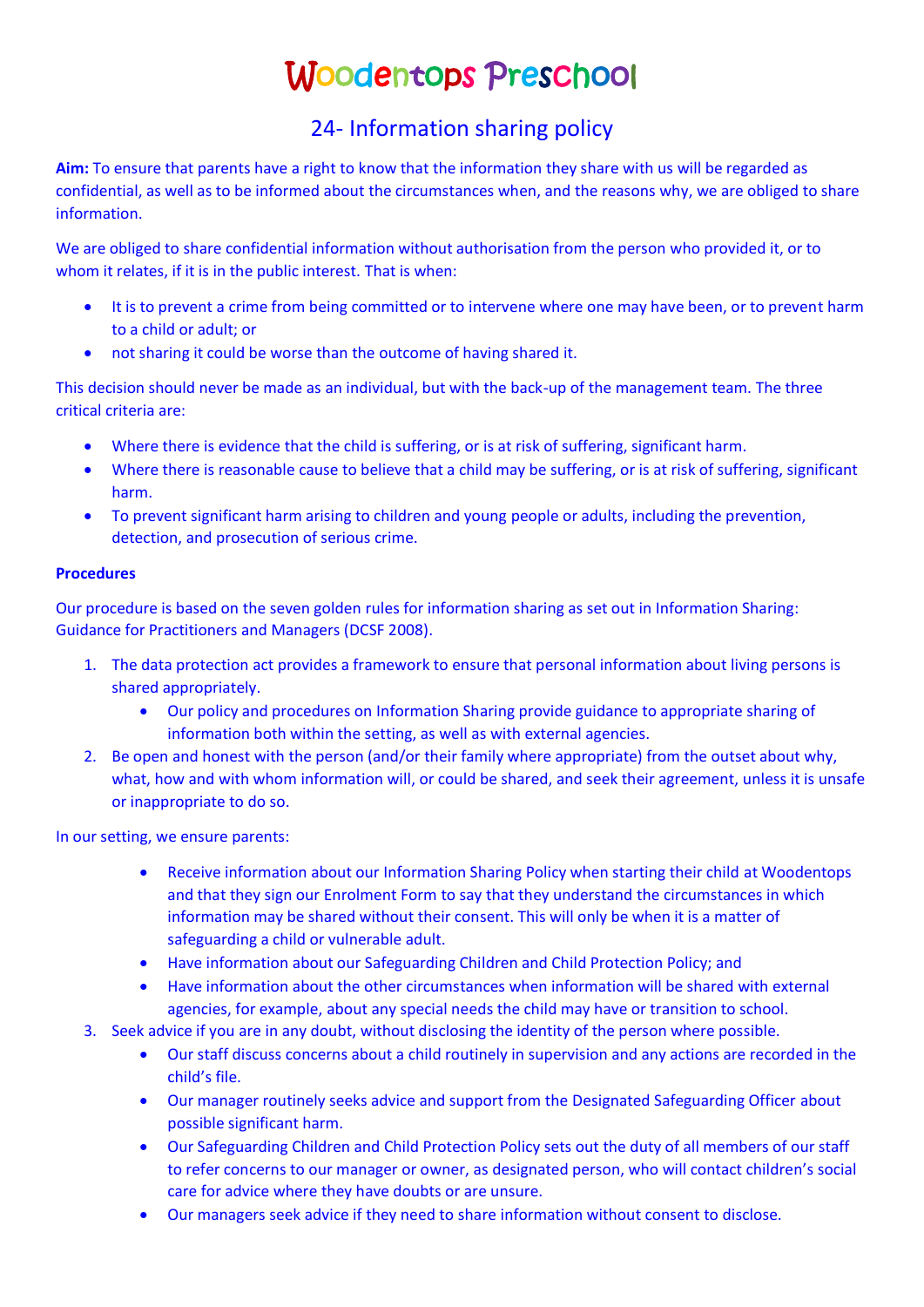# Woodentops Preschool

## 24- Information sharing policy

**Aim:** To ensure that parents have a right to know that the information they share with us will be regarded as confidential, as well as to be informed about the circumstances when, and the reasons why, we are obliged to share information.

We are obliged to share confidential information without authorisation from the person who provided it, or to whom it relates, if it is in the public interest. That is when:

- It is to prevent a crime from being committed or to intervene where one may have been, or to prevent harm to a child or adult; or
- not sharing it could be worse than the outcome of having shared it.

This decision should never be made as an individual, but with the back-up of the management team. The three critical criteria are:

- Where there is evidence that the child is suffering, or is at risk of suffering, significant harm.
- Where there is reasonable cause to believe that a child may be suffering, or is at risk of suffering, significant harm.
- To prevent significant harm arising to children and young people or adults, including the prevention, detection, and prosecution of serious crime.

**Procedures**

Our procedure is based on the seven golden rules for information sharing as set out in Information Sharing: Guidance for Practitioners and Managers (DCSF 2008).

1. The data protection act provides a framework to ensure that personal information about living persons is shared appropriately.
    - Our policy and procedures on Information Sharing provide guidance to appropriate sharing of information both within the setting, as well as with external agencies.
2. Be open and honest with the person (and/or their family where appropriate) from the outset about why, what, how and with whom information will, or could be shared, and seek their agreement, unless it is unsafe or inappropriate to do so.

In our setting, we ensure parents:

- Receive information about our Information Sharing Policy when starting their child at Woodentops and that they sign our Enrolment Form to say that they understand the circumstances in which information may be shared without their consent. This will only be when it is a matter of safeguarding a child or vulnerable adult.
- Have information about our Safeguarding Children and Child Protection Policy; and
- Have information about the other circumstances when information will be shared with external agencies, for example, about any special needs the child may have or transition to school.

3. Seek advice if you are in any doubt, without disclosing the identity of the person where possible.
    - Our staff discuss concerns about a child routinely in supervision and any actions are recorded in the child's file.
    - Our manager routinely seeks advice and support from the Designated Safeguarding Officer about possible significant harm.
    - Our Safeguarding Children and Child Protection Policy sets out the duty of all members of our staff to refer concerns to our manager or owner, as designated person, who will contact children's social care for advice where they have doubts or are unsure.
    - Our managers seek advice if they need to share information without consent to disclose.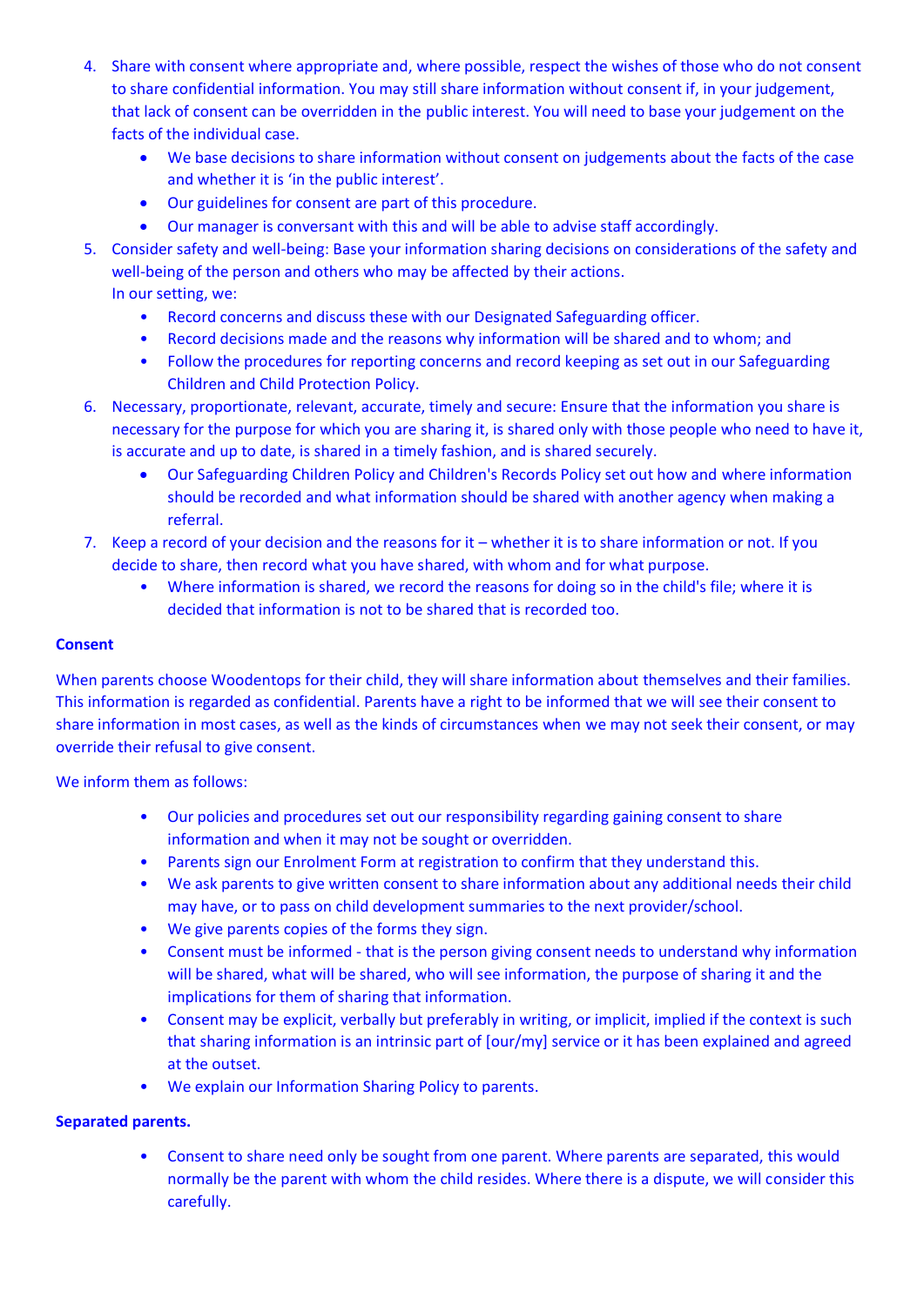4. Share with consent where appropriate and, where possible, respect the wishes of those who do not consent to share confidential information. You may still share information without consent if, in your judgement, that lack of consent can be overridden in the public interest. You will need to base your judgement on the facts of the individual case.
   - We base decisions to share information without consent on judgements about the facts of the case and whether it is 'in the public interest'.
   - Our guidelines for consent are part of this procedure.
   - Our manager is conversant with this and will be able to advise staff accordingly.
5. Consider safety and well-being: Base your information sharing decisions on considerations of the safety and well-being of the person and others who may be affected by their actions.
   In our setting, we:
   - Record concerns and discuss these with our Designated Safeguarding officer.
   - Record decisions made and the reasons why information will be shared and to whom; and
   - Follow the procedures for reporting concerns and record keeping as set out in our Safeguarding Children and Child Protection Policy.
6. Necessary, proportionate, relevant, accurate, timely and secure: Ensure that the information you share is necessary for the purpose for which you are sharing it, is shared only with those people who need to have it, is accurate and up to date, is shared in a timely fashion, and is shared securely.
   - Our Safeguarding Children Policy and Children's Records Policy set out how and where information should be recorded and what information should be shared with another agency when making a referral.
7. Keep a record of your decision and the reasons for it – whether it is to share information or not. If you decide to share, then record what you have shared, with whom and for what purpose.
   - Where information is shared, we record the reasons for doing so in the child's file; where it is decided that information is not to be shared that is recorded too.

**Consent**

When parents choose Woodentops for their child, they will share information about themselves and their families. This information is regarded as confidential. Parents have a right to be informed that we will see their consent to share information in most cases, as well as the kinds of circumstances when we may not seek their consent, or may override their refusal to give consent.

We inform them as follows:

- Our policies and procedures set out our responsibility regarding gaining consent to share information and when it may not be sought or overridden.
- Parents sign our Enrolment Form at registration to confirm that they understand this.
- We ask parents to give written consent to share information about any additional needs their child may have, or to pass on child development summaries to the next provider/school.
- We give parents copies of the forms they sign.
- Consent must be informed - that is the person giving consent needs to understand why information will be shared, what will be shared, who will see information, the purpose of sharing it and the implications for them of sharing that information.
- Consent may be explicit, verbally but preferably in writing, or implicit, implied if the context is such that sharing information is an intrinsic part of [our/my] service or it has been explained and agreed at the outset.
- We explain our Information Sharing Policy to parents.

**Separated parents.**

- Consent to share need only be sought from one parent. Where parents are separated, this would normally be the parent with whom the child resides. Where there is a dispute, we will consider this carefully.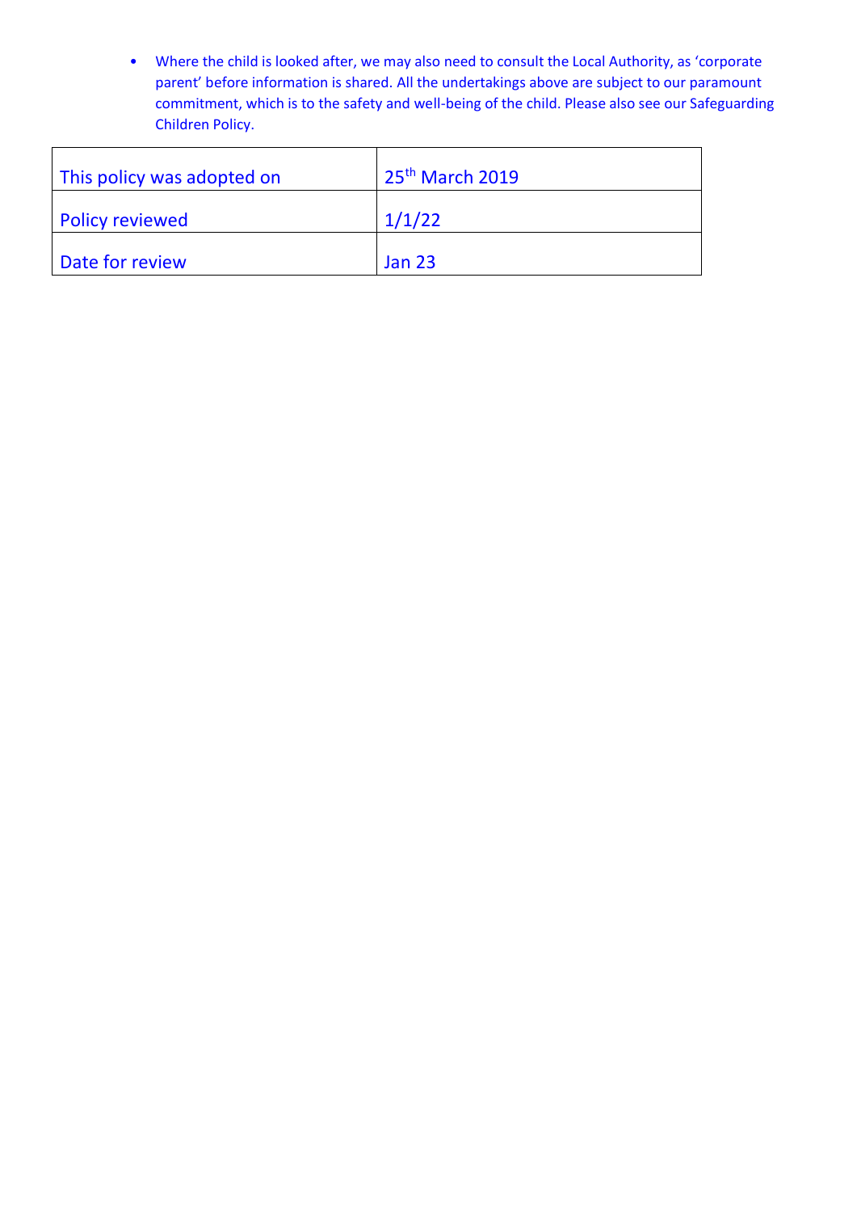- Where the child is looked after, we may also need to consult the Local Authority, as 'corporate parent' before information is shared. All the undertakings above are subject to our paramount commitment, which is to the safety and well-being of the child. Please also see our Safeguarding Children Policy.

| | |
|---|---|
| This policy was adopted on | 25th March 2019 |
| Policy reviewed | 1/1/22 |
| Date for review | Jan 23 |